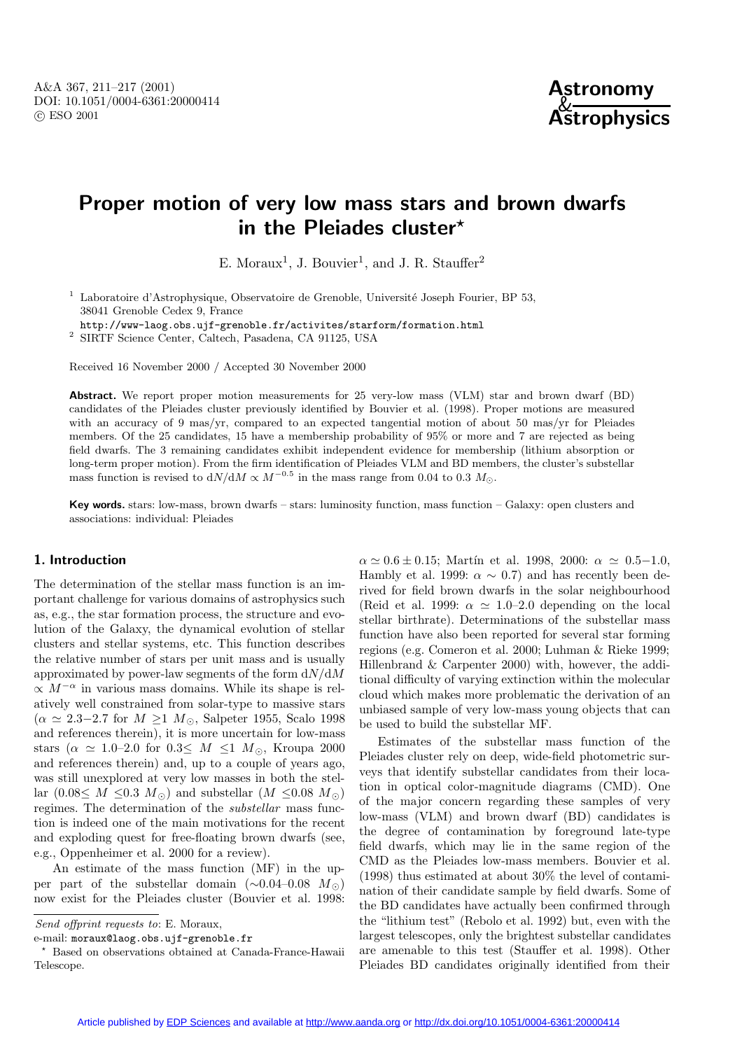# Proper motion of very low mass stars and brown dwarfs in the Pleiades cluster*

E. Moraux[1], J. Bouvier[1], and J. R. Stauffer[2]

[1] Laboratoire d'Astrophysique, Observatoire de Grenoble, Université Joseph Fourier, BP 53, 38041 Grenoble Cedex 9, France
http://www-laog.obs.ujf-grenoble.fr/activites/starform/formation.html

[2] SIRTF Science Center, Caltech, Pasadena, CA 91125, USA

Received 16 November 2000 / Accepted 30 November 2000

**Abstract.** We report proper motion measurements for 25 very-low mass (VLM) star and brown dwarf (BD) candidates of the Pleiades cluster previously identified by Bouvier et al. (1998). Proper motions are measured with an accuracy of 9 mas/yr, compared to an expected tangential motion of about 50 mas/yr for Pleiades members. Of the 25 candidates, 15 have a membership probability of 95% or more and 7 are rejected as being field dwarfs. The 3 remaining candidates exhibit independent evidence for membership (lithium absorption or long-term proper motion). From the firm identification of Pleiades VLM and BD members, the cluster's substellar mass function is revised to $\mathrm{d}N/\mathrm{d}M \propto M^{-0.5}$ in the mass range from 0.04 to 0.3 $M_{\odot}$.

**Key words.** stars: low-mass, brown dwarfs – stars: luminosity function, mass function – Galaxy: open clusters and associations: individual: Pleiades

## 1. Introduction

The determination of the stellar mass function is an important challenge for various domains of astrophysics such as, e.g., the star formation process, the structure and evolution of the Galaxy, the dynamical evolution of stellar clusters and stellar systems, etc. This function describes the relative number of stars per unit mass and is usually approximated by power-law segments of the form $\mathrm{d}N/\mathrm{d}M \propto M^{-\alpha}$ in various mass domains. While its shape is relatively well constrained from solar-type to massive stars ($\alpha \simeq 2.3{-}2.7$ for $M \geq 1\ M_{\odot}$, Salpeter 1955, Scalo 1998 and references therein), it is more uncertain for low-mass stars ($\alpha \simeq 1.0{-}2.0$ for $0.3 \leq M \leq 1\ M_{\odot}$, Kroupa 2000 and references therein) and, up to a couple of years ago, was still unexplored at very low masses in both the stellar ($0.08 \leq M \leq 0.3\ M_{\odot}$) and substellar ($M \leq 0.08\ M_{\odot}$) regimes. The determination of the *substellar* mass function is indeed one of the main motivations for the recent and exploding quest for free-floating brown dwarfs (see, e.g., Oppenheimer et al. 2000 for a review).

An estimate of the mass function (MF) in the upper part of the substellar domain ($\sim$0.04–0.08 $M_{\odot}$) now exist for the Pleiades cluster (Bouvier et al. 1998: $\alpha \simeq 0.6 \pm 0.15$; Martín et al. 1998, 2000: $\alpha \simeq 0.5{-}1.0$, Hambly et al. 1999: $\alpha \sim 0.7$) and has recently been derived for field brown dwarfs in the solar neighbourhood (Reid et al. 1999: $\alpha \simeq 1.0{-}2.0$ depending on the local stellar birthrate). Determinations of the substellar mass function have also been reported for several star forming regions (e.g. Comeron et al. 2000; Luhman & Rieke 1999; Hillenbrand & Carpenter 2000) with, however, the additional difficulty of varying extinction within the molecular cloud which makes more problematic the derivation of an unbiased sample of very low-mass young objects that can be used to build the substellar MF.

Estimates of the substellar mass function of the Pleiades cluster rely on deep, wide-field photometric surveys that identify substellar candidates from their location in optical color-magnitude diagrams (CMD). One of the major concern regarding these samples of very low-mass (VLM) and brown dwarf (BD) candidates is the degree of contamination by foreground late-type field dwarfs, which may lie in the same region of the CMD as the Pleiades low-mass members. Bouvier et al. (1998) thus estimated at about 30% the level of contamination of their candidate sample by field dwarfs. Some of the BD candidates have actually been confirmed through the "lithium test" (Rebolo et al. 1992) but, even with the largest telescopes, only the brightest substellar candidates are amenable to this test (Stauffer et al. 1998). Other Pleiades BD candidates originally identified from their

*Send offprint requests to*: E. Moraux,
e-mail: moraux@laog.obs.ujf-grenoble.fr

* Based on observations obtained at Canada-France-Hawaii Telescope.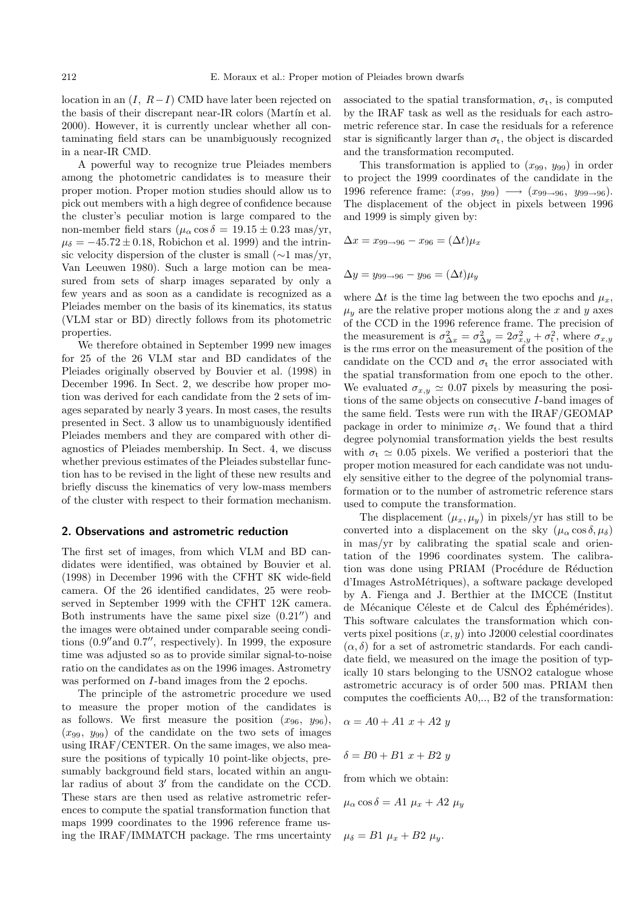location in an ($I$, $R-I$) CMD have later been rejected on the basis of their discrepant near-IR colors (Martín et al. 2000). However, it is currently unclear whether all contaminating field stars can be unambiguously recognized in a near-IR CMD.

A powerful way to recognize true Pleiades members among the photometric candidates is to measure their proper motion. Proper motion studies should allow us to pick out members with a high degree of confidence because the cluster's peculiar motion is large compared to the non-member field stars ($\mu_\alpha \cos\delta = 19.15 \pm 0.23$ mas/yr, $\mu_\delta = -45.72 \pm 0.18$, Robichon et al. 1999) and the intrinsic velocity dispersion of the cluster is small ($\sim$1 mas/yr, Van Leeuwen 1980). Such a large motion can be measured from sets of sharp images separated by only a few years and as soon as a candidate is recognized as a Pleiades member on the basis of its kinematics, its status (VLM star or BD) directly follows from its photometric properties.

We therefore obtained in September 1999 new images for 25 of the 26 VLM star and BD candidates of the Pleiades originally observed by Bouvier et al. (1998) in December 1996. In Sect. 2, we describe how proper motion was derived for each candidate from the 2 sets of images separated by nearly 3 years. In most cases, the results presented in Sect. 3 allow us to unambiguously identified Pleiades members and they are compared with other diagnostics of Pleiades membership. In Sect. 4, we discuss whether previous estimates of the Pleiades substellar function has to be revised in the light of these new results and briefly discuss the kinematics of very low-mass members of the cluster with respect to their formation mechanism.

## 2. Observations and astrometric reduction

The first set of images, from which VLM and BD candidates were identified, was obtained by Bouvier et al. (1998) in December 1996 with the CFHT 8K wide-field camera. Of the 26 identified candidates, 25 were reobserved in September 1999 with the CFHT 12K camera. Both instruments have the same pixel size ($0.21''$) and the images were obtained under comparable seeing conditions ($0.9''$and $0.7''$, respectively). In 1999, the exposure time was adjusted so as to provide similar signal-to-noise ratio on the candidates as on the 1996 images. Astrometry was performed on $I$-band images from the 2 epochs.

The principle of the astrometric procedure we used to measure the proper motion of the candidates is as follows. We first measure the position ($x_{96}$, $y_{96}$), ($x_{99}$, $y_{99}$) of the candidate on the two sets of images using IRAF/CENTER. On the same images, we also measure the positions of typically 10 point-like objects, presumably background field stars, located within an angular radius of about $3'$ from the candidate on the CCD. These stars are then used as relative astrometric references to compute the spatial transformation function that maps 1999 coordinates to the 1996 reference frame using the IRAF/IMMATCH package. The rms uncertainty associated to the spatial transformation, $\sigma_{\rm t}$, is computed by the IRAF task as well as the residuals for each astrometric reference star. In case the residuals for a reference star is significantly larger than $\sigma_{\rm t}$, the object is discarded and the transformation recomputed.

This transformation is applied to ($x_{99}$, $y_{99}$) in order to project the 1999 coordinates of the candidate in the 1996 reference frame: $(x_{99},\ y_{99}) \longrightarrow (x_{99\rightarrow 96},\ y_{99\rightarrow 96})$. The displacement of the object in pixels between 1996 and 1999 is simply given by:

$$\Delta x = x_{99\rightarrow 96} - x_{96} = (\Delta t)\mu_x$$

$$\Delta y = y_{99\rightarrow 96} - y_{96} = (\Delta t)\mu_y$$

where $\Delta t$ is the time lag between the two epochs and $\mu_x$, $\mu_y$ are the relative proper motions along the $x$ and $y$ axes of the CCD in the 1996 reference frame. The precision of the measurement is $\sigma^2_{\Delta x} = \sigma^2_{\Delta y} = 2\sigma^2_{x,y} + \sigma^2_{\rm t}$, where $\sigma_{x,y}$ is the rms error on the measurement of the position of the candidate on the CCD and $\sigma_{\rm t}$ the error associated with the spatial transformation from one epoch to the other. We evaluated $\sigma_{x,y} \simeq 0.07$ pixels by measuring the positions of the same objects on consecutive $I$-band images of the same field. Tests were run with the IRAF/GEOMAP package in order to minimize $\sigma_{\rm t}$. We found that a third degree polynomial transformation yields the best results with $\sigma_{\rm t} \simeq 0.05$ pixels. We verified a posteriori that the proper motion measured for each candidate was not unduely sensitive either to the degree of the polynomial transformation or to the number of astrometric reference stars used to compute the transformation.

The displacement ($\mu_x, \mu_y$) in pixels/yr has still to be converted into a displacement on the sky ($\mu_\alpha \cos\delta, \mu_\delta$) in mas/yr by calibrating the spatial scale and orientation of the 1996 coordinates system. The calibration was done using PRIAM (Procédure de Réduction d'Images AstroMétriques), a software package developed by A. Fienga and J. Berthier at the IMCCE (Institut de Mécanique Céleste et de Calcul des Éphémérides). This software calculates the transformation which converts pixel positions ($x, y$) into J2000 celestial coordinates ($\alpha, \delta$) for a set of astrometric standards. For each candidate field, we measured on the image the position of typically 10 stars belonging to the USNO2 catalogue whose astrometric accuracy is of order 500 mas. PRIAM then computes the coefficients A0,.., B2 of the transformation:

$$\alpha = A0 + A1\ x + A2\ y$$

$$\delta = B0 + B1\ x + B2\ y$$

from which we obtain:

$$\mu_\alpha \cos\delta = A1\ \mu_x + A2\ \mu_y$$

$$\mu_\delta = B1\ \mu_x + B2\ \mu_y.$$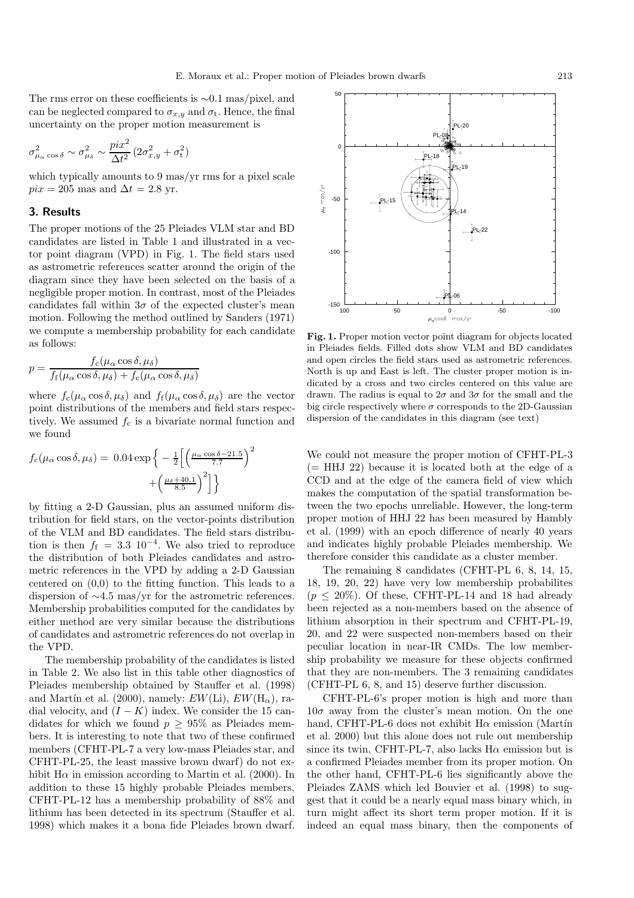The rms error on these coefficients is ∼0.1 mas/pixel, and can be neglected compared to $\sigma_{x,y}$ and $\sigma_{\rm t}$. Hence, the final uncertainty on the proper motion measurement is

$$\sigma^2_{\mu_\alpha \cos\delta} \sim \sigma^2_{\mu_\delta} \sim \frac{pix^2}{\Delta t^2}\,(2\sigma^2_{x,y} + \sigma^2_{\rm t})$$

which typically amounts to 9 mas/yr rms for a pixel scale $pix = 205$ mas and $\Delta t = 2.8$ yr.

## 3. Results

The proper motions of the 25 Pleiades VLM star and BD candidates are listed in Table 1 and illustrated in a vector point diagram (VPD) in Fig. 1. The field stars used as astrometric references scatter around the origin of the diagram since they have been selected on the basis of a negligible proper motion. In contrast, most of the Pleiades candidates fall within $3\sigma$ of the expected cluster's mean motion. Following the method outlined by Sanders (1971) we compute a membership probability for each candidate as follows:

$$p = \frac{f_{\rm c}(\mu_\alpha \cos\delta, \mu_\delta)}{f_{\rm f}(\mu_\alpha \cos\delta, \mu_\delta) + f_{\rm c}(\mu_\alpha \cos\delta, \mu_\delta)}$$

where $f_{\rm c}(\mu_\alpha \cos\delta, \mu_\delta)$ and $f_{\rm f}(\mu_\alpha \cos\delta, \mu_\delta)$ are the vector point distributions of the members and field stars respectively. We assumed $f_{\rm c}$ is a bivariate normal function and we found

$$f_{\rm c}(\mu_\alpha \cos\delta, \mu_\delta) = \ 0.04 \exp\left\{ -\frac{1}{2}\left[\left(\frac{\mu_\alpha \cos\delta - 21.5}{7.7}\right)^2 + \left(\frac{\mu_\delta + 40.1}{8.5}\right)^2\right]\right\}$$

by fitting a 2-D Gaussian, plus an assumed uniform distribution for field stars, on the vector-points distribution of the VLM and BD candidates. The field stars distribution is then $f_{\rm f} = 3.3\ 10^{-4}$. We also tried to reproduce the distribution of both Pleiades candidates and astrometric references in the VPD by adding a 2-D Gaussian centered on (0,0) to the fitting function. This leads to a dispersion of ∼4.5 mas/yr for the astrometric references. Membership probabilities computed for the candidates by either method are very similar because the distributions of candidates and astrometric references do not overlap in the VPD.

The membership probability of the candidates is listed in Table 2. We also list in this table other diagnostics of Pleiades membership obtained by Stauffer et al. (1998) and Martín et al. (2000), namely: $EW$(Li), $EW(\mathrm{H}_\alpha)$, radial velocity, and $(I-K)$ index. We consider the 15 candidates for which we found $p \geq 95\%$ as Pleiades members. It is interesting to note that two of these confirmed members (CFHT-PL-7 a very low-mass Pleiades star, and CFHT-PL-25, the least massive brown dwarf) do not exhibit H$\alpha$ in emission according to Martin et al. (2000). In addition to these 15 highly probable Pleiades members, CFHT-PL-12 has a membership probability of 88% and lithium has been detected in its spectrum (Stauffer et al. 1998) which makes it a bona fide Pleiades brown dwarf.

**Fig. 1.** Proper motion vector point diagram for objects located in Pleiades fields. Filled dots show VLM and BD candidates and open circles the field stars used as astrometric references. North is up and East is left. The cluster proper motion is indicated by a cross and two circles centered on this value are drawn. The radius is equal to $2\sigma$ and $3\sigma$ for the small and the big circle respectively where $\sigma$ corresponds to the 2D-Gaussian dispersion of the candidates in this diagram (see text)

We could not measure the proper motion of CFHT-PL-3 (= HHJ 22) because it is located both at the edge of a CCD and at the edge of the camera field of view which makes the computation of the spatial transformation between the two epochs unreliable. However, the long-term proper motion of HHJ 22 has been measured by Hambly et al. (1999) with an epoch difference of nearly 40 years and indicates highly probable Pleiades membership. We therefore consider this candidate as a cluster member.

The remaining 8 candidates (CFHT-PL 6, 8, 14, 15, 18, 19, 20, 22) have very low membership probabilites ($p \leq 20\%$). Of these, CFHT-PL-14 and 18 had already been rejected as a non-members based on the absence of lithium absorption in their spectrum and CFHT-PL-19, 20, and 22 were suspected non-members based on their peculiar location in near-IR CMDs. The low membership probability we measure for these objects confirmed that they are non-members. The 3 remaining candidates (CFHT-PL 6, 8, and 15) deserve further discussion.

CFHT-PL-6's proper motion is high and more than $10\sigma$ away from the cluster's mean motion. On the one hand, CFHT-PL-6 does not exhibit H$\alpha$ emission (Martín et al. 2000) but this alone does not rule out membership since its twin, CFHT-PL-7, also lacks H$\alpha$ emission but is a confirmed Pleiades member from its proper motion. On the other hand, CFHT-PL-6 lies significantly above the Pleiades ZAMS which led Bouvier et al. (1998) to suggest that it could be a nearly equal mass binary which, in turn might affect its short term proper motion. If it is indeed an equal mass binary, then the components of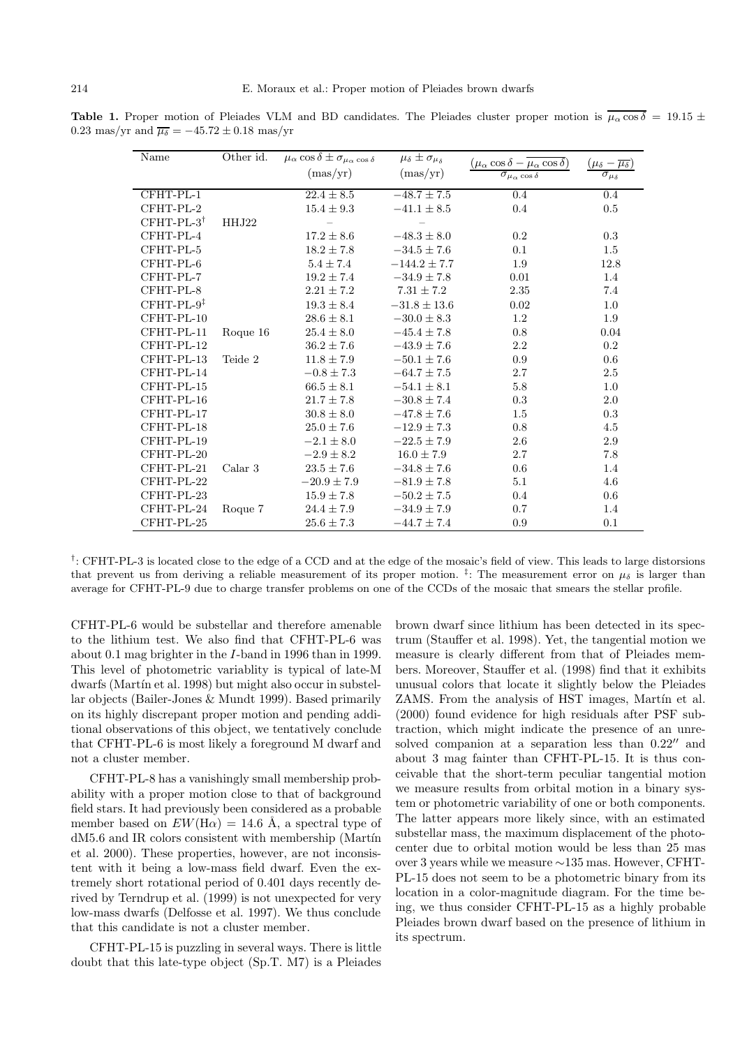**Table 1.** Proper motion of Pleiades VLM and BD candidates. The Pleiades cluster proper motion is $\overline{\mu_\alpha \cos\delta} = 19.15 \pm 0.23$ mas/yr and $\overline{\mu_\delta} = -45.72 \pm 0.18$ mas/yr

| Name | Other id. | $\mu_\alpha \cos\delta \pm \sigma_{\mu_\alpha \cos\delta}$ (mas/yr) | $\mu_\delta \pm \sigma_{\mu_\delta}$ (mas/yr) | $\frac{(\mu_\alpha \cos\delta - \overline{\mu_\alpha \cos\delta})}{\sigma_{\mu_\alpha \cos\delta}}$ | $\frac{(\mu_\delta - \overline{\mu_\delta})}{\sigma_{\mu_\delta}}$ |
|---|---|---|---|---|---|
| CFHT-PL-1 | | $22.4 \pm 8.5$ | $-48.7 \pm 7.5$ | 0.4 | 0.4 |
| CFHT-PL-2 | | $15.4 \pm 9.3$ | $-41.1 \pm 8.5$ | 0.4 | 0.5 |
| CFHT-PL-3[†] | HHJ22 | – | – | | |
| CFHT-PL-4 | | $17.2 \pm 8.6$ | $-48.3 \pm 8.0$ | 0.2 | 0.3 |
| CFHT-PL-5 | | $18.2 \pm 7.8$ | $-34.5 \pm 7.6$ | 0.1 | 1.5 |
| CFHT-PL-6 | | $5.4 \pm 7.4$ | $-144.2 \pm 7.7$ | 1.9 | 12.8 |
| CFHT-PL-7 | | $19.2 \pm 7.4$ | $-34.9 \pm 7.8$ | 0.01 | 1.4 |
| CFHT-PL-8 | | $2.21 \pm 7.2$ | $7.31 \pm 7.2$ | 2.35 | 7.4 |
| CFHT-PL-9[‡] | | $19.3 \pm 8.4$ | $-31.8 \pm 13.6$ | 0.02 | 1.0 |
| CFHT-PL-10 | | $28.6 \pm 8.1$ | $-30.0 \pm 8.3$ | 1.2 | 1.9 |
| CFHT-PL-11 | Roque 16 | $25.4 \pm 8.0$ | $-45.4 \pm 7.8$ | 0.8 | 0.04 |
| CFHT-PL-12 | | $36.2 \pm 7.6$ | $-43.9 \pm 7.6$ | 2.2 | 0.2 |
| CFHT-PL-13 | Teide 2 | $11.8 \pm 7.9$ | $-50.1 \pm 7.6$ | 0.9 | 0.6 |
| CFHT-PL-14 | | $-0.8 \pm 7.3$ | $-64.7 \pm 7.5$ | 2.7 | 2.5 |
| CFHT-PL-15 | | $66.5 \pm 8.1$ | $-54.1 \pm 8.1$ | 5.8 | 1.0 |
| CFHT-PL-16 | | $21.7 \pm 7.8$ | $-30.8 \pm 7.4$ | 0.3 | 2.0 |
| CFHT-PL-17 | | $30.8 \pm 8.0$ | $-47.8 \pm 7.6$ | 1.5 | 0.3 |
| CFHT-PL-18 | | $25.0 \pm 7.6$ | $-12.9 \pm 7.3$ | 0.8 | 4.5 |
| CFHT-PL-19 | | $-2.1 \pm 8.0$ | $-22.5 \pm 7.9$ | 2.6 | 2.9 |
| CFHT-PL-20 | | $-2.9 \pm 8.2$ | $16.0 \pm 7.9$ | 2.7 | 7.8 |
| CFHT-PL-21 | Calar 3 | $23.5 \pm 7.6$ | $-34.8 \pm 7.6$ | 0.6 | 1.4 |
| CFHT-PL-22 | | $-20.9 \pm 7.9$ | $-81.9 \pm 7.8$ | 5.1 | 4.6 |
| CFHT-PL-23 | | $15.9 \pm 7.8$ | $-50.2 \pm 7.5$ | 0.4 | 0.6 |
| CFHT-PL-24 | Roque 7 | $24.4 \pm 7.9$ | $-34.9 \pm 7.9$ | 0.7 | 1.4 |
| CFHT-PL-25 | | $25.6 \pm 7.3$ | $-44.7 \pm 7.4$ | 0.9 | 0.1 |

[†]: CFHT-PL-3 is located close to the edge of a CCD and at the edge of the mosaic's field of view. This leads to large distorsions that prevent us from deriving a reliable measurement of its proper motion. [‡]: The measurement error on $\mu_\delta$ is larger than average for CFHT-PL-9 due to charge transfer problems on one of the CCDs of the mosaic that smears the stellar profile.

CFHT-PL-6 would be substellar and therefore amenable to the lithium test. We also find that CFHT-PL-6 was about 0.1 mag brighter in the $I$-band in 1996 than in 1999. This level of photometric variablity is typical of late-M dwarfs (Martín et al. 1998) but might also occur in substellar objects (Bailer-Jones & Mundt 1999). Based primarily on its highly discrepant proper motion and pending additional observations of this object, we tentatively conclude that CFHT-PL-6 is most likely a foreground M dwarf and not a cluster member.

CFHT-PL-8 has a vanishingly small membership probability with a proper motion close to that of background field stars. It had previously been considered as a probable member based on $EW(\mathrm{H}\alpha) = 14.6$ Å, a spectral type of dM5.6 and IR colors consistent with membership (Martín et al. 2000). These properties, however, are not inconsistent with it being a low-mass field dwarf. Even the extremely short rotational period of 0.401 days recently derived by Terndrup et al. (1999) is not unexpected for very low-mass dwarfs (Delfosse et al. 1997). We thus conclude that this candidate is not a cluster member.

CFHT-PL-15 is puzzling in several ways. There is little doubt that this late-type object (Sp.T. M7) is a Pleiades brown dwarf since lithium has been detected in its spectrum (Stauffer et al. 1998). Yet, the tangential motion we measure is clearly different from that of Pleiades members. Moreover, Stauffer et al. (1998) find that it exhibits unusual colors that locate it slightly below the Pleiades ZAMS. From the analysis of HST images, Martín et al. (2000) found evidence for high residuals after PSF subtraction, which might indicate the presence of an unresolved companion at a separation less than $0.22''$ and about 3 mag fainter than CFHT-PL-15. It is thus conceivable that the short-term peculiar tangential motion we measure results from orbital motion in a binary system or photometric variability of one or both components. The latter appears more likely since, with an estimated substellar mass, the maximum displacement of the photocenter due to orbital motion would be less than 25 mas over 3 years while we measure ∼135 mas. However, CFHT-PL-15 does not seem to be a photometric binary from its location in a color-magnitude diagram. For the time being, we thus consider CFHT-PL-15 as a highly probable Pleiades brown dwarf based on the presence of lithium in its spectrum.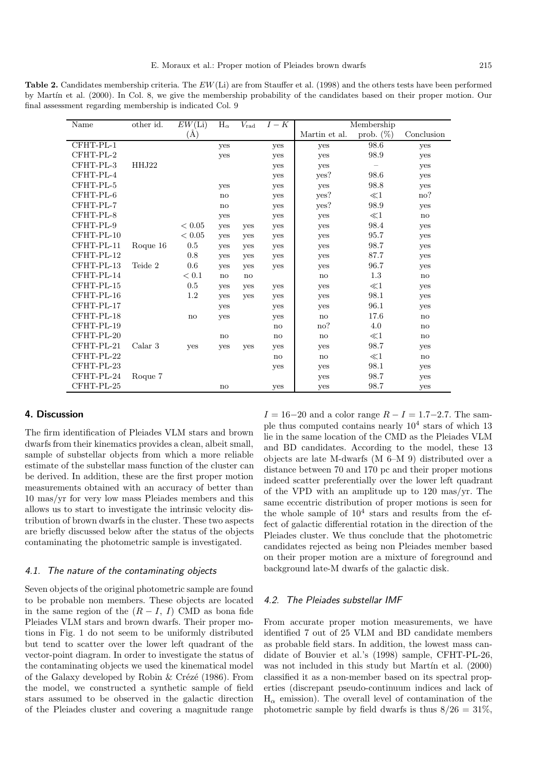**Table 2.** Candidates membership criteria. The $EW$(Li) are from Stauffer et al. (1998) and the others tests have been performed by Martín et al. (2000). In Col. 8, we give the membership probability of the candidates based on their proper motion. Our final assessment regarding membership is indicated Col. 9

| Name | other id. | $EW$(Li) | $H_\alpha$ | $V_{rad}$ | $I-K$ | Membership | | |
|---|---|---|---|---|---|---|---|---|
| | | (Å) | | | | Martin et al. | prob. (%) | Conclusion |
| CFHT-PL-1 | | | yes | | yes | yes | 98.6 | yes |
| CFHT-PL-2 | | | yes | | yes | yes | 98.9 | yes |
| CFHT-PL-3 | HHJ22 | | | | yes | yes | – | yes |
| CFHT-PL-4 | | | | | yes | yes? | 98.6 | yes |
| CFHT-PL-5 | | | yes | | yes | yes | 98.8 | yes |
| CFHT-PL-6 | | | no | | yes | yes? | $\ll$1 | no? |
| CFHT-PL-7 | | | no | | yes | yes? | 98.9 | yes |
| CFHT-PL-8 | | | yes | | yes | yes | $\ll$1 | no |
| CFHT-PL-9 | | $< 0.05$ | yes | yes | yes | yes | 98.4 | yes |
| CFHT-PL-10 | | $< 0.05$ | yes | yes | yes | yes | 95.7 | yes |
| CFHT-PL-11 | Roque 16 | 0.5 | yes | yes | yes | yes | 98.7 | yes |
| CFHT-PL-12 | | 0.8 | yes | yes | yes | yes | 87.7 | yes |
| CFHT-PL-13 | Teide 2 | 0.6 | yes | yes | yes | yes | 96.7 | yes |
| CFHT-PL-14 | | $< 0.1$ | no | no | | no | 1.3 | no |
| CFHT-PL-15 | | 0.5 | yes | yes | yes | yes | $\ll$1 | yes |
| CFHT-PL-16 | | 1.2 | yes | yes | yes | yes | 98.1 | yes |
| CFHT-PL-17 | | | yes | | yes | yes | 96.1 | yes |
| CFHT-PL-18 | | no | yes | | yes | no | 17.6 | no |
| CFHT-PL-19 | | | | | no | no? | 4.0 | no |
| CFHT-PL-20 | | | no | | no | no | $\ll$1 | no |
| CFHT-PL-21 | Calar 3 | yes | yes | yes | yes | yes | 98.7 | yes |
| CFHT-PL-22 | | | | | no | no | $\ll$1 | no |
| CFHT-PL-23 | | | | | yes | yes | 98.1 | yes |
| CFHT-PL-24 | Roque 7 | | | | | yes | 98.7 | yes |
| CFHT-PL-25 | | | no | | yes | yes | 98.7 | yes |

## 4. Discussion

The firm identification of Pleiades VLM stars and brown dwarfs from their kinematics provides a clean, albeit small, sample of substellar objects from which a more reliable estimate of the substellar mass function of the cluster can be derived. In addition, these are the first proper motion measurements obtained with an accuracy of better than 10 mas/yr for very low mass Pleiades members and this allows us to start to investigate the intrinsic velocity distribution of brown dwarfs in the cluster. These two aspects are briefly discussed below after the status of the objects contaminating the photometric sample is investigated.

### 4.1. The nature of the contaminating objects

Seven objects of the original photometric sample are found to be probable non members. These objects are located in the same region of the $(R-I,\, I)$ CMD as bona fide Pleiades VLM stars and brown dwarfs. Their proper motions in Fig. 1 do not seem to be uniformly distributed but tend to scatter over the lower left quadrant of the vector-point diagram. In order to investigate the status of the contaminating objects we used the kinematical model of the Galaxy developed by Robin & Crézé (1986). From the model, we constructed a synthetic sample of field stars assumed to be observed in the galactic direction of the Pleiades cluster and covering a magnitude range $I = 16-20$ and a color range $R-I = 1.7-2.7$. The sample thus computed contains nearly $10^4$ stars of which 13 lie in the same location of the CMD as the Pleiades VLM and BD candidates. According to the model, these 13 objects are late M-dwarfs (M 6–M 9) distributed over a distance between 70 and 170 pc and their proper motions indeed scatter preferentially over the lower left quadrant of the VPD with an amplitude up to 120 mas/yr. The same eccentric distribution of proper motions is seen for the whole sample of $10^4$ stars and results from the effect of galactic differential rotation in the direction of the Pleiades cluster. We thus conclude that the photometric candidates rejected as being non Pleiades member based on their proper motion are a mixture of foreground and background late-M dwarfs of the galactic disk.

### 4.2. The Pleiades substellar IMF

From accurate proper motion measurements, we have identified 7 out of 25 VLM and BD candidate members as probable field stars. In addition, the lowest mass candidate of Bouvier et al.'s (1998) sample, CFHT-PL-26, was not included in this study but Martín et al. (2000) classified it as a non-member based on its spectral properties (discrepant pseudo-continuum indices and lack of $H_\alpha$ emission). The overall level of contamination of the photometric sample by field dwarfs is thus $8/26 = 31\%$,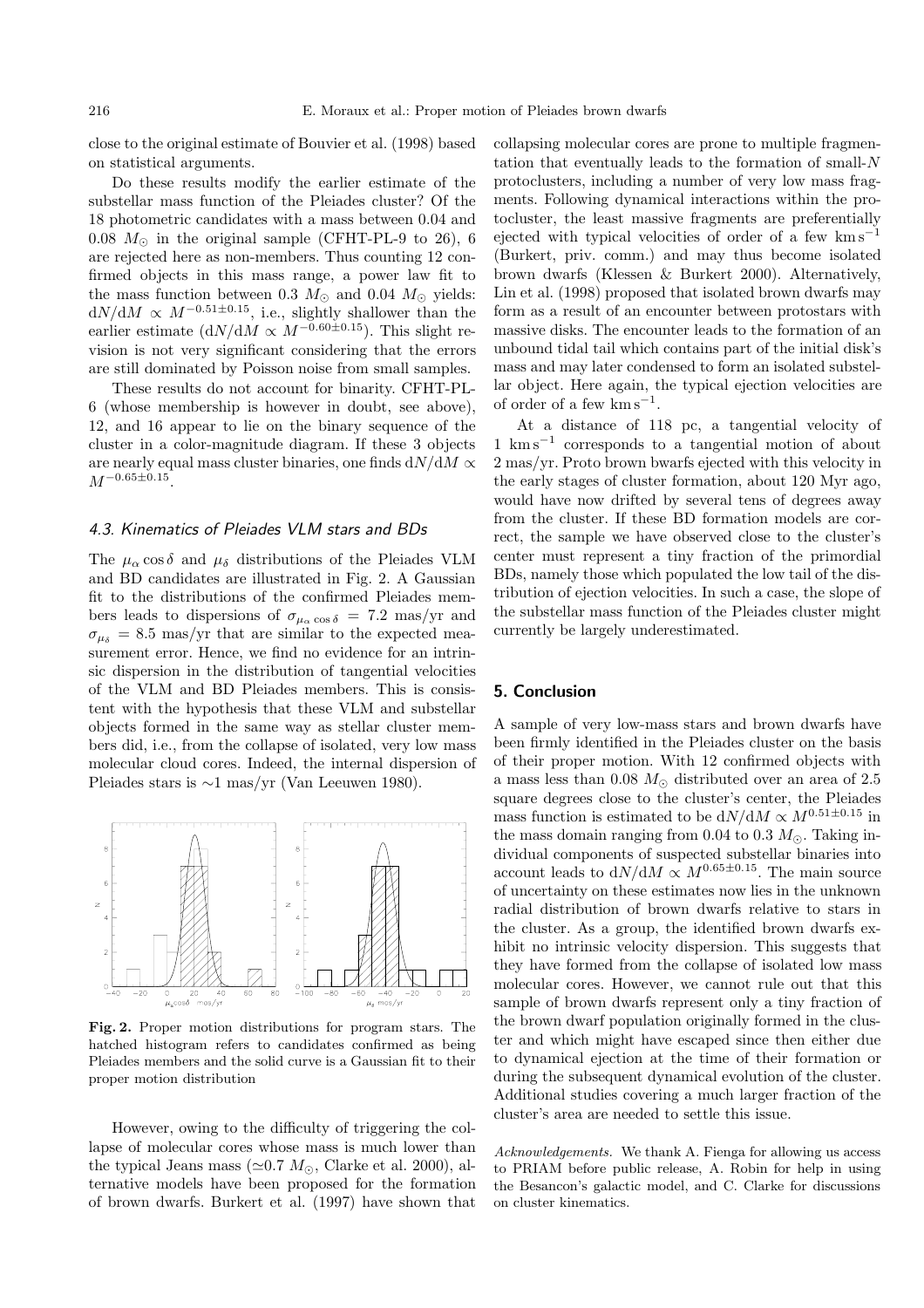close to the original estimate of Bouvier et al. (1998) based on statistical arguments.

Do these results modify the earlier estimate of the substellar mass function of the Pleiades cluster? Of the 18 photometric candidates with a mass between 0.04 and 0.08 $M_{\odot}$ in the original sample (CFHT-PL-9 to 26), 6 are rejected here as non-members. Thus counting 12 confirmed objects in this mass range, a power law fit to the mass function between 0.3 $M_{\odot}$ and 0.04 $M_{\odot}$ yields: $\mathrm{d}N/\mathrm{d}M \propto M^{-0.51\pm0.15}$, i.e., slightly shallower than the earlier estimate ($\mathrm{d}N/\mathrm{d}M \propto M^{-0.60\pm0.15}$). This slight revision is not very significant considering that the errors are still dominated by Poisson noise from small samples.

These results do not account for binarity. CFHT-PL-6 (whose membership is however in doubt, see above), 12, and 16 appear to lie on the binary sequence of the cluster in a color-magnitude diagram. If these 3 objects are nearly equal mass cluster binaries, one finds $\mathrm{d}N/\mathrm{d}M \propto M^{-0.65\pm0.15}$.

### 4.3. Kinematics of Pleiades VLM stars and BDs

The $\mu_\alpha \cos\delta$ and $\mu_\delta$ distributions of the Pleiades VLM and BD candidates are illustrated in Fig. 2. A Gaussian fit to the distributions of the confirmed Pleiades members leads to dispersions of $\sigma_{\mu_\alpha \cos\delta} = 7.2$ mas/yr and $\sigma_{\mu_\delta} = 8.5$ mas/yr that are similar to the expected measurement error. Hence, we find no evidence for an intrinsic dispersion in the distribution of tangential velocities of the VLM and BD Pleiades members. This is consistent with the hypothesis that these VLM and substellar objects formed in the same way as stellar cluster members did, i.e., from the collapse of isolated, very low mass molecular cloud cores. Indeed, the internal dispersion of Pleiades stars is ~1 mas/yr (Van Leeuwen 1980).

**Fig. 2.** Proper motion distributions for program stars. The hatched histogram refers to candidates confirmed as being Pleiades members and the solid curve is a Gaussian fit to their proper motion distribution

However, owing to the difficulty of triggering the collapse of molecular cores whose mass is much lower than the typical Jeans mass ($\simeq$0.7 $M_{\odot}$, Clarke et al. 2000), alternative models have been proposed for the formation of brown dwarfs. Burkert et al. (1997) have shown that collapsing molecular cores are prone to multiple fragmentation that eventually leads to the formation of small-$N$ protoclusters, including a number of very low mass fragments. Following dynamical interactions within the protocluster, the least massive fragments are preferentially ejected with typical velocities of order of a few km s$^{-1}$ (Burkert, priv. comm.) and may thus become isolated brown dwarfs (Klessen & Burkert 2000). Alternatively, Lin et al. (1998) proposed that isolated brown dwarfs may form as a result of an encounter between protostars with massive disks. The encounter leads to the formation of an unbound tidal tail which contains part of the initial disk's mass and may later condensed to form an isolated substellar object. Here again, the typical ejection velocities are of order of a few km s$^{-1}$.

At a distance of 118 pc, a tangential velocity of 1 km s$^{-1}$ corresponds to a tangential motion of about 2 mas/yr. Proto brown bwarfs ejected with this velocity in the early stages of cluster formation, about 120 Myr ago, would have now drifted by several tens of degrees away from the cluster. If these BD formation models are correct, the sample we have observed close to the cluster's center must represent a tiny fraction of the primordial BDs, namely those which populated the low tail of the distribution of ejection velocities. In such a case, the slope of the substellar mass function of the Pleiades cluster might currently be largely underestimated.

## 5. Conclusion

A sample of very low-mass stars and brown dwarfs have been firmly identified in the Pleiades cluster on the basis of their proper motion. With 12 confirmed objects with a mass less than 0.08 $M_{\odot}$ distributed over an area of 2.5 square degrees close to the cluster's center, the Pleiades mass function is estimated to be $\mathrm{d}N/\mathrm{d}M \propto M^{0.51\pm0.15}$ in the mass domain ranging from 0.04 to 0.3 $M_{\odot}$. Taking individual components of suspected substellar binaries into account leads to $\mathrm{d}N/\mathrm{d}M \propto M^{0.65\pm0.15}$. The main source of uncertainty on these estimates now lies in the unknown radial distribution of brown dwarfs relative to stars in the cluster. As a group, the identified brown dwarfs exhibit no intrinsic velocity dispersion. This suggests that they have formed from the collapse of isolated low mass molecular cores. However, we cannot rule out that this sample of brown dwarfs represent only a tiny fraction of the brown dwarf population originally formed in the cluster and which might have escaped since then either due to dynamical ejection at the time of their formation or during the subsequent dynamical evolution of the cluster. Additional studies covering a much larger fraction of the cluster's area are needed to settle this issue.

*Acknowledgements.* We thank A. Fienga for allowing us access to PRIAM before public release, A. Robin for help in using the Besancon's galactic model, and C. Clarke for discussions on cluster kinematics.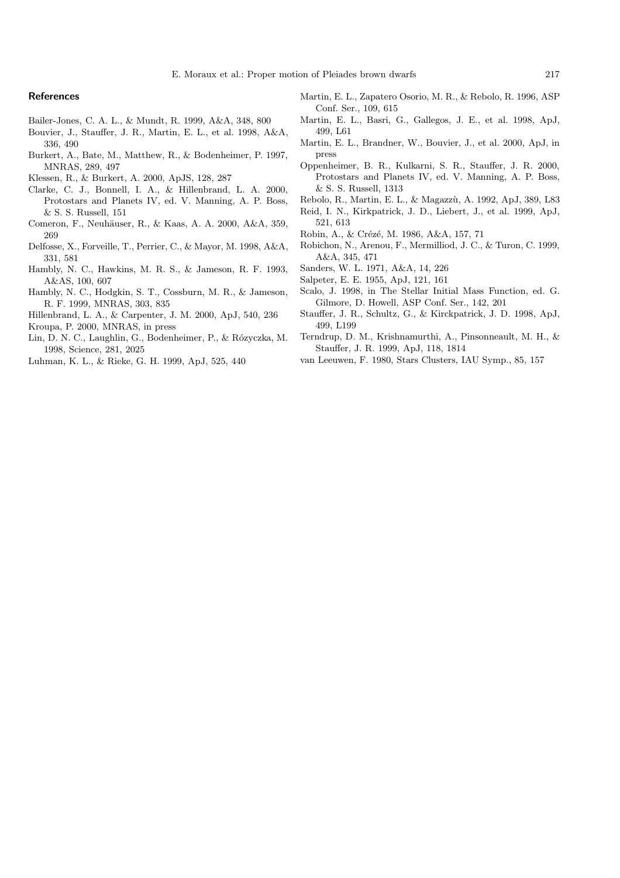## References

Bailer-Jones, C. A. L., & Mundt, R. 1999, A&A, 348, 800

Bouvier, J., Stauffer, J. R., Martin, E. L., et al. 1998, A&A, 336, 490

Burkert, A., Bate, M., Matthew, R., & Bodenheimer, P. 1997, MNRAS, 289, 497

Klessen, R., & Burkert, A. 2000, ApJS, 128, 287

Clarke, C. J., Bonnell, I. A., & Hillenbrand, L. A. 2000, Protostars and Planets IV, ed. V. Manning, A. P. Boss, & S. S. Russell, 151

Comeron, F., Neuhäuser, R., & Kaas, A. A. 2000, A&A, 359, 269

Delfosse, X., Forveille, T., Perrier, C., & Mayor, M. 1998, A&A, 331, 581

Hambly, N. C., Hawkins, M. R. S., & Jameson, R. F. 1993, A&AS, 100, 607

Hambly, N. C., Hodgkin, S. T., Cossburn, M. R., & Jameson, R. F. 1999, MNRAS, 303, 835

Hillenbrand, L. A., & Carpenter, J. M. 2000, ApJ, 540, 236

Kroupa, P. 2000, MNRAS, in press

Lin, D. N. C., Laughlin, G., Bodenheimer, P., & Rózyczka, M. 1998, Science, 281, 2025

Luhman, K. L., & Rieke, G. H. 1999, ApJ, 525, 440

Martin, E. L., Zapatero Osorio, M. R., & Rebolo, R. 1996, ASP Conf. Ser., 109, 615

Martin, E. L., Basri, G., Gallegos, J. E., et al. 1998, ApJ, 499, L61

Martin, E. L., Brandner, W., Bouvier, J., et al. 2000, ApJ, in press

Oppenheimer, B. R., Kulkarni, S. R., Stauffer, J. R. 2000, Protostars and Planets IV, ed. V. Manning, A. P. Boss, & S. S. Russell, 1313

Rebolo, R., Martin, E. L., & Magazzù, A. 1992, ApJ, 389, L83

Reid, I. N., Kirkpatrick, J. D., Liebert, J., et al. 1999, ApJ, 521, 613

Robin, A., & Crézé, M. 1986, A&A, 157, 71

Robichon, N., Arenou, F., Mermilliod, J. C., & Turon, C. 1999, A&A, 345, 471

Sanders, W. L. 1971, A&A, 14, 226

Salpeter, E. E. 1955, ApJ, 121, 161

Scalo, J. 1998, in The Stellar Initial Mass Function, ed. G. Gilmore, D. Howell, ASP Conf. Ser., 142, 201

Stauffer, J. R., Schultz, G., & Kirckpatrick, J. D. 1998, ApJ, 499, L199

Terndrup, D. M., Krishnamurthi, A., Pinsonneault, M. H., & Stauffer, J. R. 1999, ApJ, 118, 1814

van Leeuwen, F. 1980, Stars Clusters, IAU Symp., 85, 157